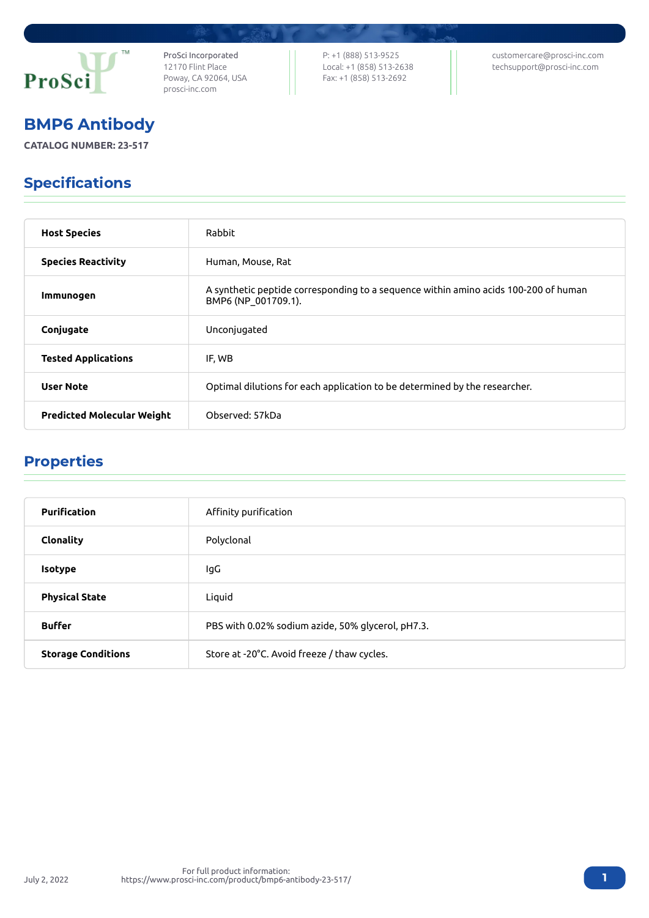ProSci Incorporated
12170 Flint Place
Poway, CA 92064, USA
prosci-inc.com

P: +1 (888) 513-9525
Local: +1 (858) 513-2638
Fax: +1 (858) 513-2692

customercare@prosci-inc.com
techsupport@prosci-inc.com

# BMP6 Antibody

**CATALOG NUMBER: 23-517**

## Specifications

| | |
|---|---|
| **Host Species** | Rabbit |
| **Species Reactivity** | Human, Mouse, Rat |
| **Immunogen** | A synthetic peptide corresponding to a sequence within amino acids 100-200 of human BMP6 (NP_001709.1). |
| **Conjugate** | Unconjugated |
| **Tested Applications** | IF, WB |
| **User Note** | Optimal dilutions for each application to be determined by the researcher. |
| **Predicted Molecular Weight** | Observed: 57kDa |

## Properties

| | |
|---|---|
| **Purification** | Affinity purification |
| **Clonality** | Polyclonal |
| **Isotype** | IgG |
| **Physical State** | Liquid |
| **Buffer** | PBS with 0.02% sodium azide, 50% glycerol, pH7.3. |
| **Storage Conditions** | Store at -20°C. Avoid freeze / thaw cycles. |

July 2, 2022

For full product information:
https://www.prosci-inc.com/product/bmp6-antibody-23-517/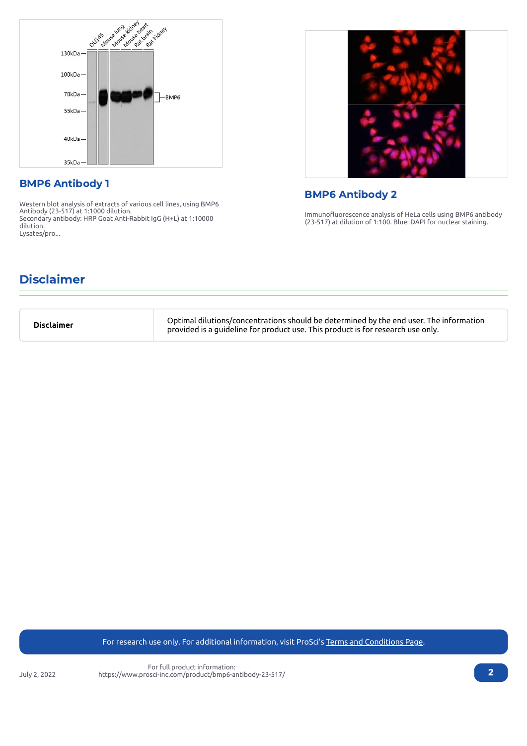130kDa
100kDa
70kDa
55kDa
40kDa
35kDa
DU145
Mouse lung
Mouse kidney
Mouse heart
Rat brain
Rat kidney
BMP6

## BMP6 Antibody 1

Western blot analysis of extracts of various cell lines, using BMP6 Antibody (23-517) at 1:1000 dilution.
Secondary antibody: HRP Goat Anti-Rabbit IgG (H+L) at 1:10000 dilution.
Lysates/pro...

## BMP6 Antibody 2

Immunofluorescence analysis of HeLa cells using BMP6 antibody (23-517) at dilution of 1:100. Blue: DAPI for nuclear staining.

## Disclaimer

| | |
|---|---|
| **Disclaimer** | Optimal dilutions/concentrations should be determined by the end user. The information provided is a guideline for product use. This product is for research use only. |

For research use only. For additional information, visit ProSci's Terms and Conditions Page.

July 2, 2022

For full product information:
https://www.prosci-inc.com/product/bmp6-antibody-23-517/